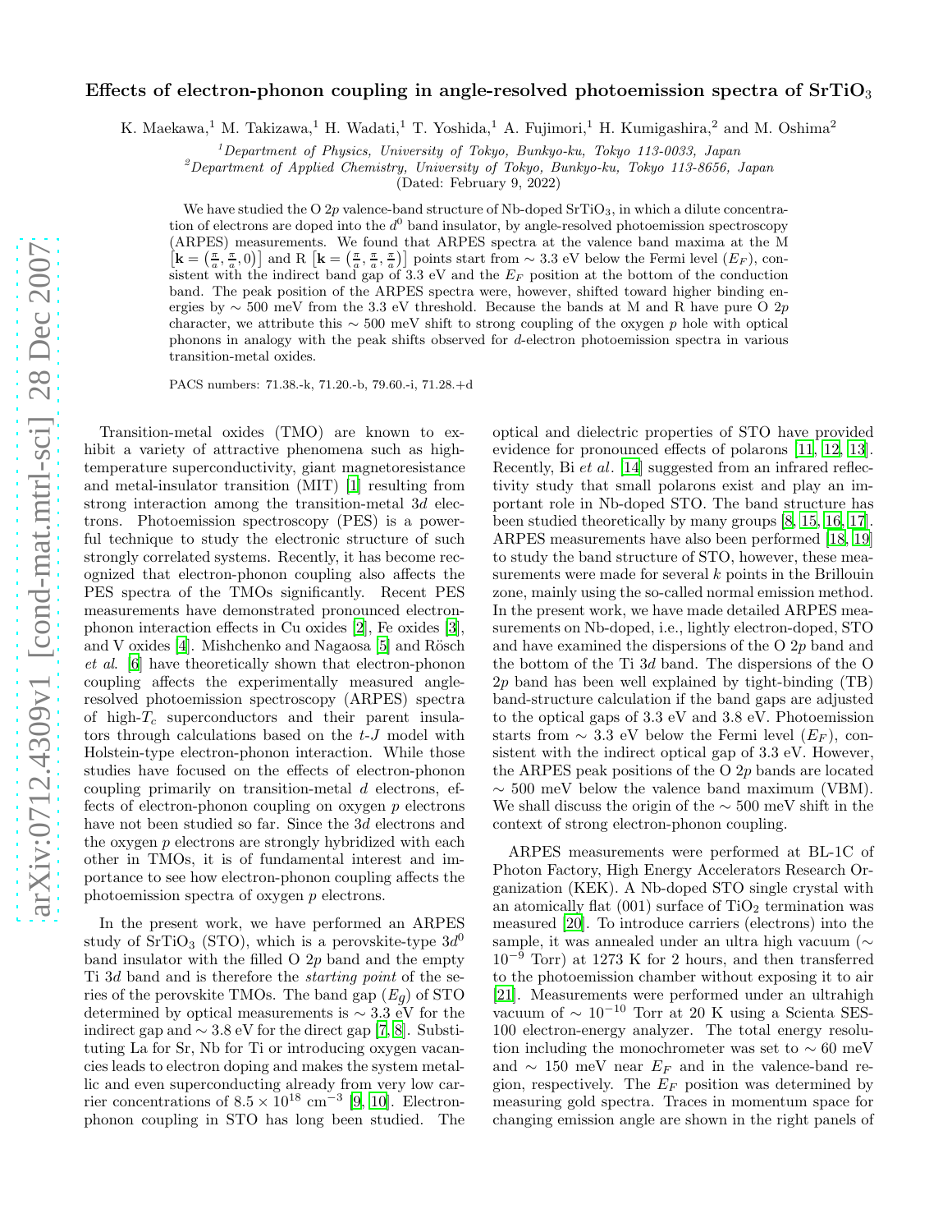# Effects of electron-phonon coupling in angle-resolved photoemission spectra of $SrTiO_3$

K. Maekawa,[1] M. Takizawa,[1] H. Wadati,[1] T. Yoshida,[1] A. Fujimori,[1] H. Kumigashira,[2] and M. Oshima[2]

[1] *Department of Physics, University of Tokyo, Bunkyo-ku, Tokyo 113-0033, Japan*

[2] *Department of Applied Chemistry, University of Tokyo, Bunkyo-ku, Tokyo 113-8656, Japan*

(Dated: February 9, 2022)

We have studied the O 2$p$ valence-band structure of Nb-doped $SrTiO_3$, in which a dilute concentration of electrons are doped into the $d^0$ band insulator, by angle-resolved photoemission spectroscopy (ARPES) measurements. We found that ARPES spectra at the valence band maxima at the M $\left[\mathbf{k} = \left(\frac{\pi}{a}, \frac{\pi}{a}, 0\right)\right]$ and R $\left[\mathbf{k} = \left(\frac{\pi}{a}, \frac{\pi}{a}, \frac{\pi}{a}\right)\right]$ points start from $\sim 3.3$ eV below the Fermi level ($E_F$), consistent with the indirect band gap of 3.3 eV and the $E_F$ position at the bottom of the conduction band. The peak position of the ARPES spectra were, however, shifted toward higher binding energies by $\sim 500$ meV from the 3.3 eV threshold. Because the bands at M and R have pure O 2$p$ character, we attribute this $\sim 500$ meV shift to strong coupling of the oxygen $p$ hole with optical phonons in analogy with the peak shifts observed for $d$-electron photoemission spectra in various transition-metal oxides.

PACS numbers: 71.38.-k, 71.20.-b, 79.60.-i, 71.28.+d

Transition-metal oxides (TMO) are known to exhibit a variety of attractive phenomena such as high-temperature superconductivity, giant magnetoresistance and metal-insulator transition (MIT) [1] resulting from strong interaction among the transition-metal 3$d$ electrons. Photoemission spectroscopy (PES) is a powerful technique to study the electronic structure of such strongly correlated systems. Recently, it has become recognized that electron-phonon coupling also affects the PES spectra of the TMOs significantly. Recent PES measurements have demonstrated pronounced electron-phonon interaction effects in Cu oxides [2], Fe oxides [3], and V oxides [4]. Mishchenko and Nagaosa [5] and Rösch *et al.* [6] have theoretically shown that electron-phonon coupling affects the experimentally measured angle-resolved photoemission spectroscopy (ARPES) spectra of high-$T_c$ superconductors and their parent insulators through calculations based on the $t$-$J$ model with Holstein-type electron-phonon interaction. While those studies have focused on the effects of electron-phonon coupling primarily on transition-metal $d$ electrons, effects of electron-phonon coupling on oxygen $p$ electrons have not been studied so far. Since the 3$d$ electrons and the oxygen $p$ electrons are strongly hybridized with each other in TMOs, it is of fundamental interest and importance to see how electron-phonon coupling affects the photoemission spectra of oxygen $p$ electrons.

In the present work, we have performed an ARPES study of $SrTiO_3$ (STO), which is a perovskite-type 3$d^0$ band insulator with the filled O 2$p$ band and the empty Ti 3$d$ band and is therefore the *starting point* of the series of the perovskite TMOs. The band gap ($E_g$) of STO determined by optical measurements is $\sim 3.3$ eV for the indirect gap and $\sim 3.8$ eV for the direct gap [7, 8]. Substituting La for Sr, Nb for Ti or introducing oxygen vacancies leads to electron doping and makes the system metallic and even superconducting already from very low carrier concentrations of $8.5 \times 10^{18}$ cm$^{-3}$ [9, 10]. Electron-phonon coupling in STO has long been studied. The optical and dielectric properties of STO have provided evidence for pronounced effects of polarons [11, 12, 13]. Recently, Bi *et al.* [14] suggested from an infrared reflectivity study that small polarons exist and play an important role in Nb-doped STO. The band structure has been studied theoretically by many groups [8, 15, 16, 17]. ARPES measurements have also been performed [18, 19] to study the band structure of STO, however, these measurements were made for several $k$ points in the Brillouin zone, mainly using the so-called normal emission method. In the present work, we have made detailed ARPES measurements on Nb-doped, i.e., lightly electron-doped, STO and have examined the dispersions of the O 2$p$ band and the bottom of the Ti 3$d$ band. The dispersions of the O 2$p$ band has been well explained by tight-binding (TB) band-structure calculation if the band gaps are adjusted to the optical gaps of 3.3 eV and 3.8 eV. Photoemission starts from $\sim 3.3$ eV below the Fermi level ($E_F$), consistent with the indirect optical gap of 3.3 eV. However, the ARPES peak positions of the O 2$p$ bands are located $\sim 500$ meV below the valence band maximum (VBM). We shall discuss the origin of the $\sim 500$ meV shift in the context of strong electron-phonon coupling.

ARPES measurements were performed at BL-1C of Photon Factory, High Energy Accelerators Research Organization (KEK). A Nb-doped STO single crystal with an atomically flat (001) surface of $TiO_2$ termination was measured [20]. To introduce carriers (electrons) into the sample, it was annealed under an ultra high vacuum ($\sim 10^{-9}$ Torr) at 1273 K for 2 hours, and then transferred to the photoemission chamber without exposing it to air [21]. Measurements were performed under an ultrahigh vacuum of $\sim 10^{-10}$ Torr at 20 K using a Scienta SES-100 electron-energy analyzer. The total energy resolution including the monochrometer was set to $\sim 60$ meV and $\sim 150$ meV near $E_F$ and in the valence-band region, respectively. The $E_F$ position was determined by measuring gold spectra. Traces in momentum space for changing emission angle are shown in the right panels of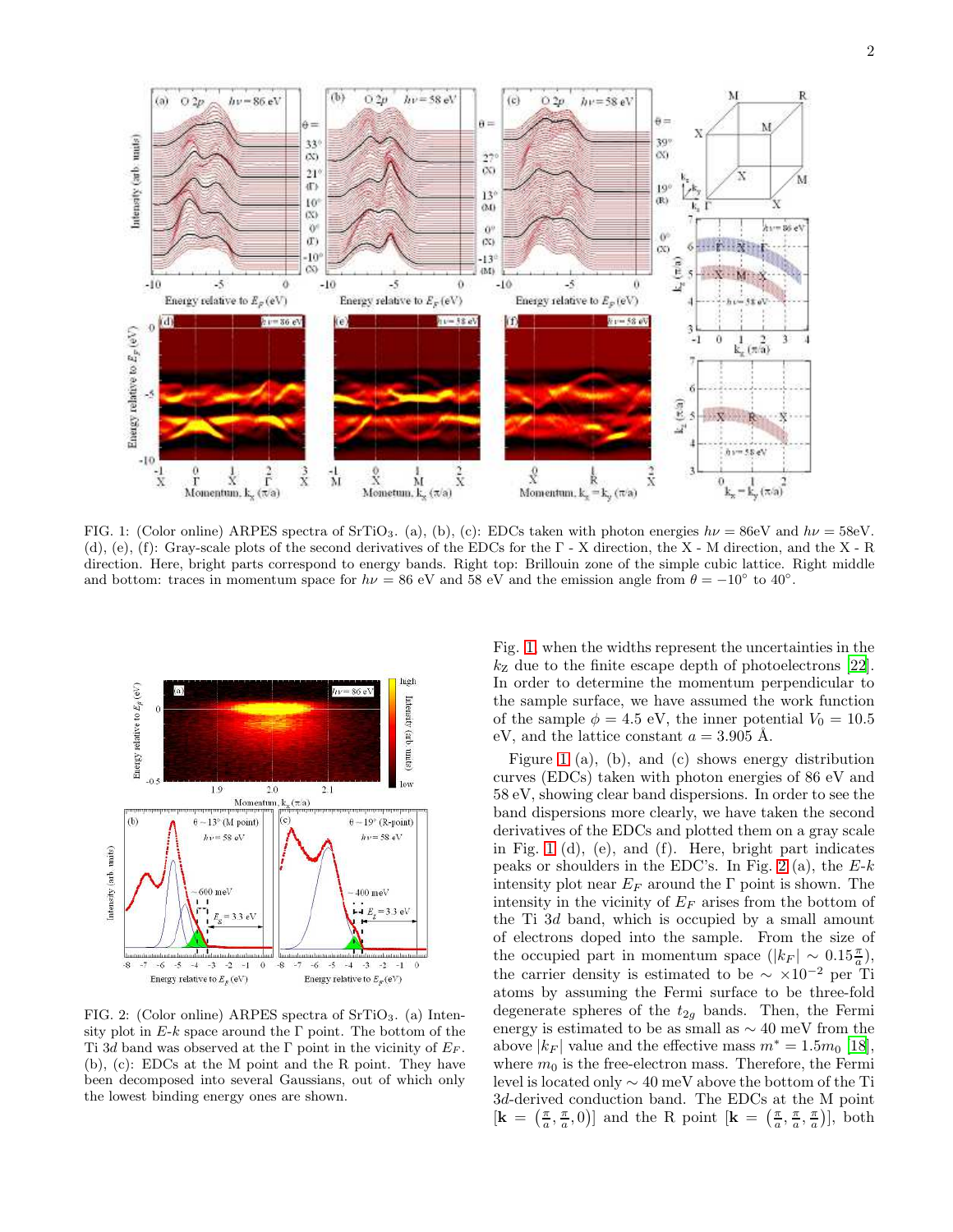FIG. 1: (Color online) ARPES spectra of $SrTiO_3$. (a), (b), (c): EDCs taken with photon energies $h\nu = 86$eV and $h\nu = 58$eV. (d), (e), (f): Gray-scale plots of the second derivatives of the EDCs for the Γ - X direction, the X - M direction, and the X - R direction. Here, bright parts correspond to energy bands. Right top: Brillouin zone of the simple cubic lattice. Right middle and bottom: traces in momentum space for $h\nu = 86$ eV and 58 eV and the emission angle from $\theta = -10°$ to $40°$.

FIG. 2: (Color online) ARPES spectra of $SrTiO_3$. (a) Intensity plot in $E$-$k$ space around the Γ point. The bottom of the Ti 3$d$ band was observed at the Γ point in the vicinity of $E_F$. (b), (c): EDCs at the M point and the R point. They have been decomposed into several Gaussians, out of which only the lowest binding energy ones are shown.

Fig. 1 when the widths represent the uncertainties in the $k_Z$ due to the finite escape depth of photoelectrons [22]. In order to determine the momentum perpendicular to the sample surface, we have assumed the work function of the sample $\phi = 4.5$ eV, the inner potential $V_0 = 10.5$ eV, and the lattice constant $a = 3.905$ Å.

Figure 1 (a), (b), and (c) shows energy distribution curves (EDCs) taken with photon energies of 86 eV and 58 eV, showing clear band dispersions. In order to see the band dispersions more clearly, we have taken the second derivatives of the EDCs and plotted them on a gray scale in Fig. 1 (d), (e), and (f). Here, bright part indicates peaks or shoulders in the EDC's. In Fig. 2 (a), the $E$-$k$ intensity plot near $E_F$ around the Γ point is shown. The intensity in the vicinity of $E_F$ arises from the bottom of the Ti 3$d$ band, which is occupied by a small amount of electrons doped into the sample. From the size of the occupied part in momentum space ($|k_F| \sim 0.15\frac{\pi}{a}$), the carrier density is estimated to be $\sim \times 10^{-2}$ per Ti atoms by assuming the Fermi surface to be three-fold degenerate spheres of the $t_{2g}$ bands. Then, the Fermi energy is estimated to be as small as $\sim 40$ meV from the above $|k_F|$ value and the effective mass $m^* = 1.5m_0$ [18], where $m_0$ is the free-electron mass. Therefore, the Fermi level is located only $\sim 40$ meV above the bottom of the Ti 3$d$-derived conduction band. The EDCs at the M point $[\mathbf{k} = (\frac{\pi}{a}, \frac{\pi}{a}, 0)]$ and the R point $[\mathbf{k} = (\frac{\pi}{a}, \frac{\pi}{a}, \frac{\pi}{a})]$, both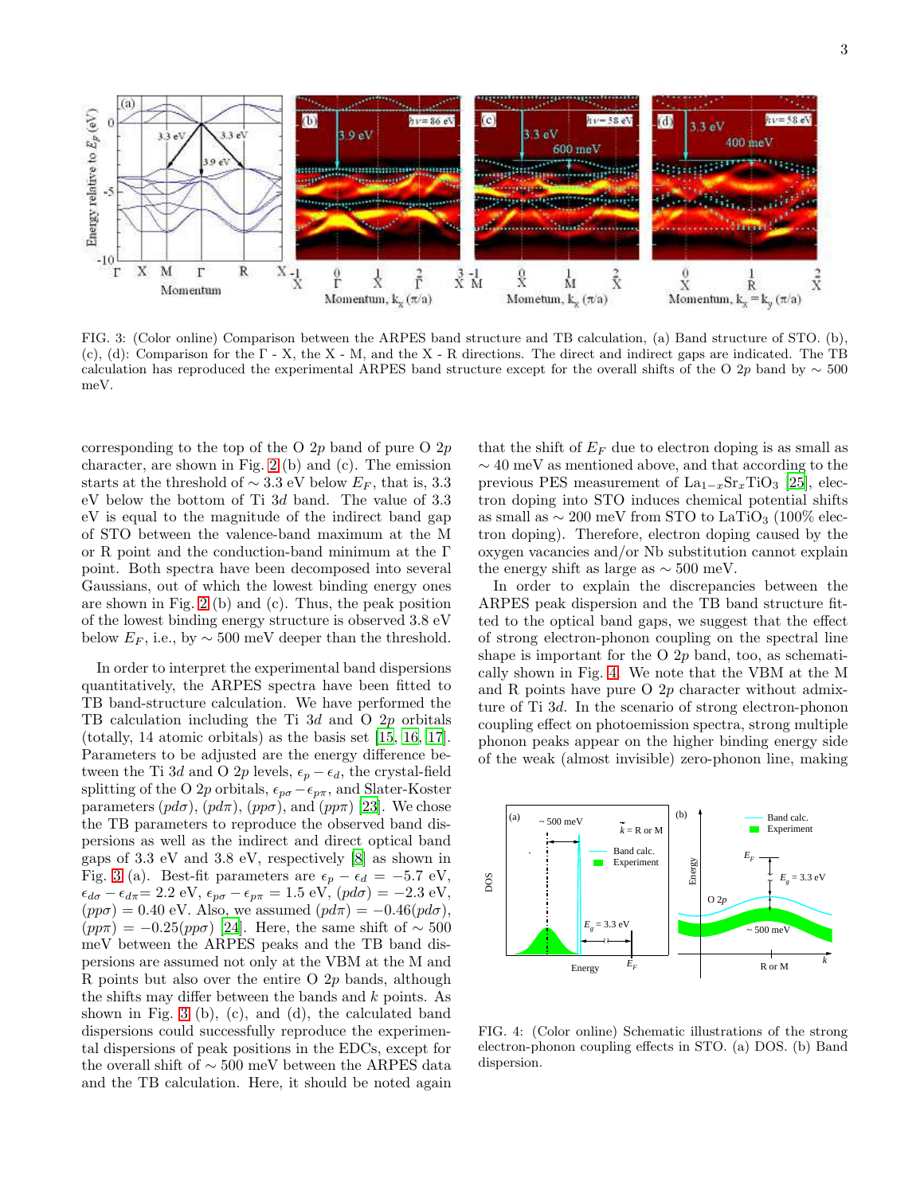FIG. 3: (Color online) Comparison between the ARPES band structure and TB calculation, (a) Band structure of STO. (b), (c), (d): Comparison for the Γ - X, the X - M, and the X - R directions. The direct and indirect gaps are indicated. The TB calculation has reproduced the experimental ARPES band structure except for the overall shifts of the O 2$p$ band by ∼ 500 meV.

corresponding to the top of the O 2$p$ band of pure O 2$p$ character, are shown in Fig. 2 (b) and (c). The emission starts at the threshold of ∼ 3.3 eV below $E_F$, that is, 3.3 eV below the bottom of Ti 3$d$ band. The value of 3.3 eV is equal to the magnitude of the indirect band gap of STO between the valence-band maximum at the M or R point and the conduction-band minimum at the Γ point. Both spectra have been decomposed into several Gaussians, out of which the lowest binding energy ones are shown in Fig. 2 (b) and (c). Thus, the peak position of the lowest binding energy structure is observed 3.8 eV below $E_F$, i.e., by ∼ 500 meV deeper than the threshold.

In order to interpret the experimental band dispersions quantitatively, the ARPES spectra have been fitted to TB band-structure calculation. We have performed the TB calculation including the Ti 3$d$ and O 2$p$ orbitals (totally, 14 atomic orbitals) as the basis set [15, 16, 17]. Parameters to be adjusted are the energy difference between the Ti 3$d$ and O 2$p$ levels, $\epsilon_p - \epsilon_d$, the crystal-field splitting of the O 2$p$ orbitals, $\epsilon_{p\sigma} - \epsilon_{p\pi}$, and Slater-Koster parameters $(pd\sigma)$, $(pd\pi)$, $(pp\sigma)$, and $(pp\pi)$ [23]. We chose the TB parameters to reproduce the observed band dispersions as well as the indirect and direct optical band gaps of 3.3 eV and 3.8 eV, respectively [8] as shown in Fig. 3 (a). Best-fit parameters are $\epsilon_p - \epsilon_d = -5.7$ eV, $\epsilon_{d\sigma} - \epsilon_{d\pi} = 2.2$ eV, $\epsilon_{p\sigma} - \epsilon_{p\pi} = 1.5$ eV, $(pd\sigma) = -2.3$ eV, $(pp\sigma) = 0.40$ eV. Also, we assumed $(pd\pi) = -0.46(pd\sigma)$, $(pp\pi) = -0.25(pp\sigma)$ [24]. Here, the same shift of ∼ 500 meV between the ARPES peaks and the TB band dispersions are assumed not only at the VBM at the M and R points but also over the entire O 2$p$ bands, although the shifts may differ between the bands and $k$ points. As shown in Fig. 3 (b), (c), and (d), the calculated band dispersions could successfully reproduce the experimental dispersions of peak positions in the EDCs, except for the overall shift of ∼ 500 meV between the ARPES data and the TB calculation. Here, it should be noted again that the shift of $E_F$ due to electron doping is as small as ∼ 40 meV as mentioned above, and that according to the previous PES measurement of $La_{1-x}Sr_xTiO_3$ [25], electron doping into STO induces chemical potential shifts as small as ∼ 200 meV from STO to $LaTiO_3$ (100% electron doping). Therefore, electron doping caused by the oxygen vacancies and/or Nb substitution cannot explain the energy shift as large as ∼ 500 meV.

In order to explain the discrepancies between the ARPES peak dispersion and the TB band structure fitted to the optical band gaps, we suggest that the effect of strong electron-phonon coupling on the spectral line shape is important for the O 2$p$ band, too, as schematically shown in Fig. 4. We note that the VBM at the M and R points have pure O 2$p$ character without admixture of Ti 3$d$. In the scenario of strong electron-phonon coupling effect on photoemission spectra, strong multiple phonon peaks appear on the higher binding energy side of the weak (almost invisible) zero-phonon line, making

FIG. 4: (Color online) Schematic illustrations of the strong electron-phonon coupling effects in STO. (a) DOS. (b) Band dispersion.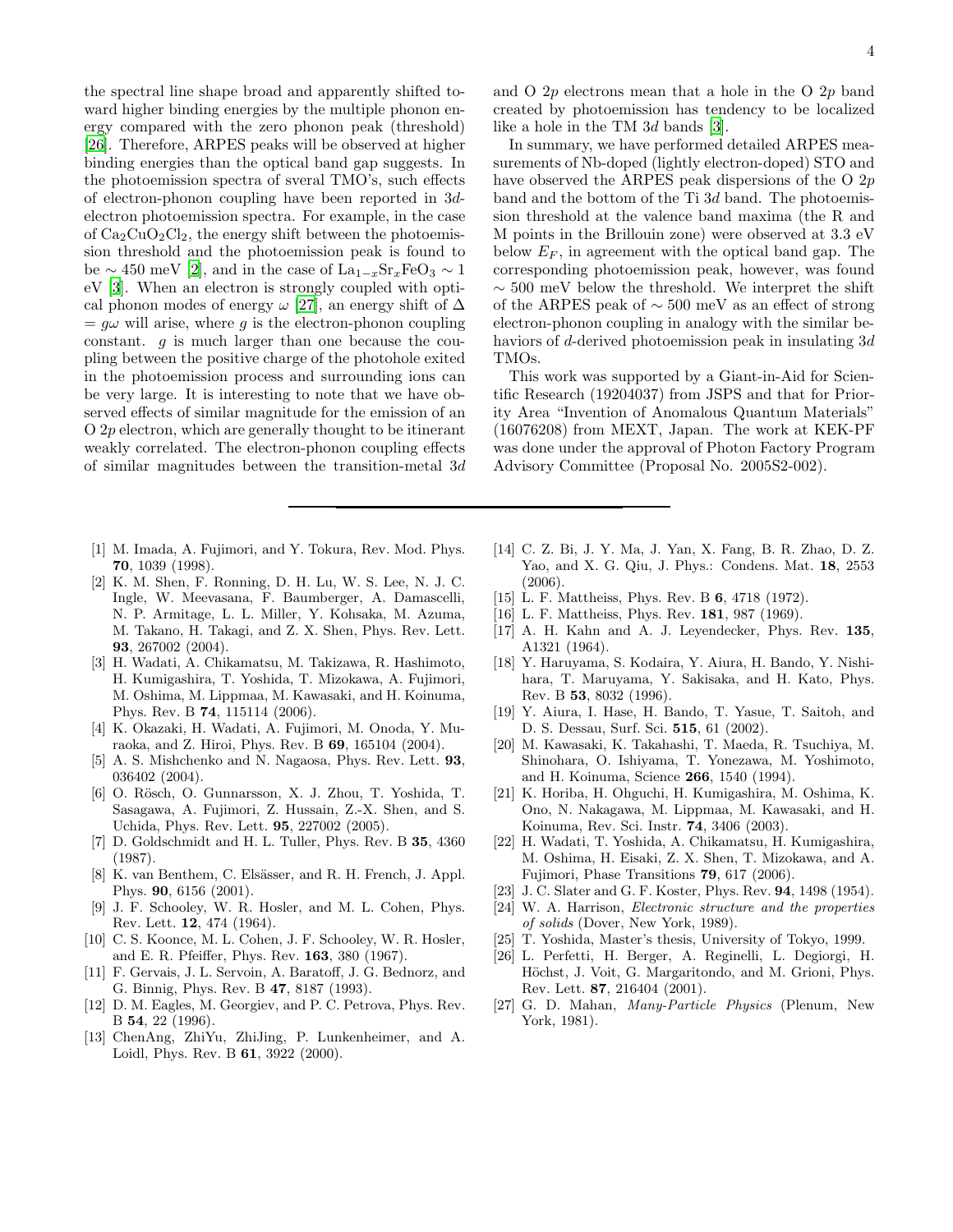the spectral line shape broad and apparently shifted toward higher binding energies by the multiple phonon energy compared with the zero phonon peak (threshold) [26]. Therefore, ARPES peaks will be observed at higher binding energies than the optical band gap suggests. In the photoemission spectra of sveral TMO's, such effects of electron-phonon coupling have been reported in 3$d$-electron photoemission spectra. For example, in the case of $Ca_2CuO_2Cl_2$, the energy shift between the photoemission threshold and the photoemission peak is found to be $\sim 450$ meV [2], and in the case of $La_{1-x}Sr_xFeO_3 \sim 1$ eV [3]. When an electron is strongly coupled with optical phonon modes of energy $\omega$ [27], an energy shift of $\Delta = g\omega$ will arise, where $g$ is the electron-phonon coupling constant. $g$ is much larger than one because the coupling between the positive charge of the photohole exited in the photoemission process and surrounding ions can be very large. It is interesting to note that we have observed effects of similar magnitude for the emission of an O 2$p$ electron, which are generally thought to be itinerant weakly correlated. The electron-phonon coupling effects of similar magnitudes between the transition-metal 3$d$ and O 2$p$ electrons mean that a hole in the O 2$p$ band created by photoemission has tendency to be localized like a hole in the TM 3$d$ bands [3].

In summary, we have performed detailed ARPES measurements of Nb-doped (lightly electron-doped) STO and have observed the ARPES peak dispersions of the O 2$p$ band and the bottom of the Ti 3$d$ band. The photoemission threshold at the valence band maxima (the R and M points in the Brillouin zone) were observed at 3.3 eV below $E_F$, in agreement with the optical band gap. The corresponding photoemission peak, however, was found $\sim 500$ meV below the threshold. We interpret the shift of the ARPES peak of $\sim 500$ meV as an effect of strong electron-phonon coupling in analogy with the similar behaviors of $d$-derived photoemission peak in insulating 3$d$ TMOs.

This work was supported by a Giant-in-Aid for Scientific Research (19204037) from JSPS and that for Priority Area "Invention of Anomalous Quantum Materials" (16076208) from MEXT, Japan. The work at KEK-PF was done under the approval of Photon Factory Program Advisory Committee (Proposal No. 2005S2-002).

---

[1] M. Imada, A. Fujimori, and Y. Tokura, Rev. Mod. Phys. **70**, 1039 (1998).

[2] K. M. Shen, F. Ronning, D. H. Lu, W. S. Lee, N. J. C. Ingle, W. Meevasana, F. Baumberger, A. Damascelli, N. P. Armitage, L. L. Miller, Y. Kohsaka, M. Azuma, M. Takano, H. Takagi, and Z. X. Shen, Phys. Rev. Lett. **93**, 267002 (2004).

[3] H. Wadati, A. Chikamatsu, M. Takizawa, R. Hashimoto, H. Kumigashira, T. Yoshida, T. Mizokawa, A. Fujimori, M. Oshima, M. Lippmaa, M. Kawasaki, and H. Koinuma, Phys. Rev. B **74**, 115114 (2006).

[4] K. Okazaki, H. Wadati, A. Fujimori, M. Onoda, Y. Muraoka, and Z. Hiroi, Phys. Rev. B **69**, 165104 (2004).

[5] A. S. Mishchenko and N. Nagaosa, Phys. Rev. Lett. **93**, 036402 (2004).

[6] O. Rösch, O. Gunnarsson, X. J. Zhou, T. Yoshida, T. Sasagawa, A. Fujimori, Z. Hussain, Z.-X. Shen, and S. Uchida, Phys. Rev. Lett. **95**, 227002 (2005).

[7] D. Goldschmidt and H. L. Tuller, Phys. Rev. B **35**, 4360 (1987).

[8] K. van Benthem, C. Elsässer, and R. H. French, J. Appl. Phys. **90**, 6156 (2001).

[9] J. F. Schooley, W. R. Hosler, and M. L. Cohen, Phys. Rev. Lett. **12**, 474 (1964).

[10] C. S. Koonce, M. L. Cohen, J. F. Schooley, W. R. Hosler, and E. R. Pfeiffer, Phys. Rev. **163**, 380 (1967).

[11] F. Gervais, J. L. Servoin, A. Baratoff, J. G. Bednorz, and G. Binnig, Phys. Rev. B **47**, 8187 (1993).

[12] D. M. Eagles, M. Georgiev, and P. C. Petrova, Phys. Rev. B **54**, 22 (1996).

[13] ChenAng, ZhiYu, ZhiJing, P. Lunkenheimer, and A. Loidl, Phys. Rev. B **61**, 3922 (2000).

[14] C. Z. Bi, J. Y. Ma, J. Yan, X. Fang, B. R. Zhao, D. Z. Yao, and X. G. Qiu, J. Phys.: Condens. Mat. **18**, 2553 (2006).

[15] L. F. Mattheiss, Phys. Rev. B **6**, 4718 (1972).

[16] L. F. Mattheiss, Phys. Rev. **181**, 987 (1969).

[17] A. H. Kahn and A. J. Leyendecker, Phys. Rev. **135**, A1321 (1964).

[18] Y. Haruyama, S. Kodaira, Y. Aiura, H. Bando, Y. Nishihara, T. Maruyama, Y. Sakisaka, and H. Kato, Phys. Rev. B **53**, 8032 (1996).

[19] Y. Aiura, I. Hase, H. Bando, T. Yasue, T. Saitoh, and D. S. Dessau, Surf. Sci. **515**, 61 (2002).

[20] M. Kawasaki, K. Takahashi, T. Maeda, R. Tsuchiya, M. Shinohara, O. Ishiyama, T. Yonezawa, M. Yoshimoto, and H. Koinuma, Science **266**, 1540 (1994).

[21] K. Horiba, H. Ohguchi, H. Kumigashira, M. Oshima, K. Ono, N. Nakagawa, M. Lippmaa, M. Kawasaki, and H. Koinuma, Rev. Sci. Instr. **74**, 3406 (2003).

[22] H. Wadati, T. Yoshida, A. Chikamatsu, H. Kumigashira, M. Oshima, H. Eisaki, Z. X. Shen, T. Mizokawa, and A. Fujimori, Phase Transitions **79**, 617 (2006).

[23] J. C. Slater and G. F. Koster, Phys. Rev. **94**, 1498 (1954).

[24] W. A. Harrison, *Electronic structure and the properties of solids* (Dover, New York, 1989).

[25] T. Yoshida, Master's thesis, University of Tokyo, 1999.

[26] L. Perfetti, H. Berger, A. Reginelli, L. Degiorgi, H. Höchst, J. Voit, G. Margaritondo, and M. Grioni, Phys. Rev. Lett. **87**, 216404 (2001).

[27] G. D. Mahan, *Many-Particle Physics* (Plenum, New York, 1981).